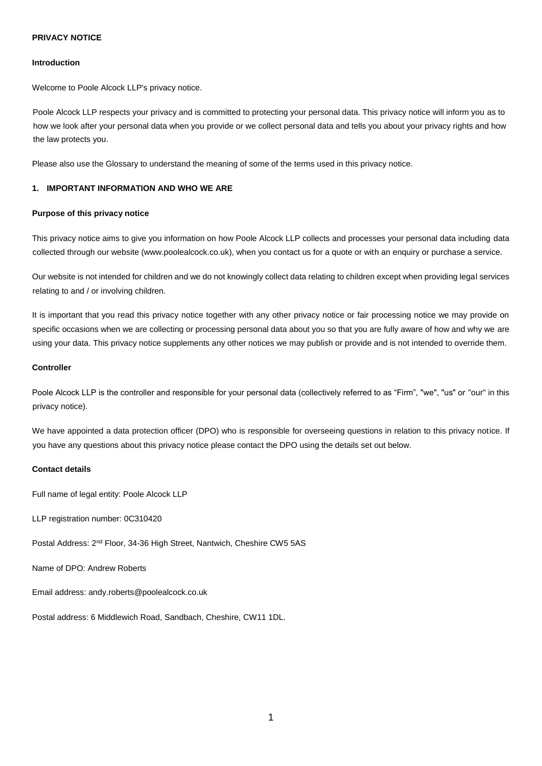# PRIVACY NOTICE

## Introduction

Welcome to Poole Alcock LLP's privacy notice.

Poole Alcock LLP respects your privacy and is committed to protecting your personal data. This privacy notice will inform you as to how we look after your personal data when you provide or we collect personal data and tells you about your privacy rights and how the law protects you.

Please also use the Glossary to understand the meaning of some of the terms used in this privacy notice.

## 1. IMPORTANT INFORMATION AND WHO WE ARE

### Purpose of this privacy notice

This privacy notice aims to give you information on how Poole Alcock LLP collects and processes your personal data including data collected through our website (www.poolealcock.co.uk), when you contact us for a quote or with an enquiry or purchase a service.

Our website is not intended for children and we do not knowingly collect data relating to children except when providing legal services relating to and / or involving children.

It is important that you read this privacy notice together with any other privacy notice or fair processing notice we may provide on specific occasions when we are collecting or processing personal data about you so that you are fully aware of how and why we are using your data. This privacy notice supplements any other notices we may publish or provide and is not intended to override them.

### Controller

Poole Alcock LLP is the controller and responsible for your personal data (collectively referred to as "Firm", "we", "us" or "our" in this privacy notice).

We have appointed a data protection officer (DPO) who is responsible for overseeing questions in relation to this privacy notice. If you have any questions about this privacy notice please contact the DPO using the details set out below.

### Contact details

Full name of legal entity: Poole Alcock LLP

LLP registration number: 0C310420

Postal Address: 2nd Floor, 34-36 High Street, Nantwich, Cheshire CW5 5AS

Name of DPO: Andrew Roberts

Email address: andy.roberts@poolealcock.co.uk

Postal address: 6 Middlewich Road, Sandbach, Cheshire, CW11 1DL.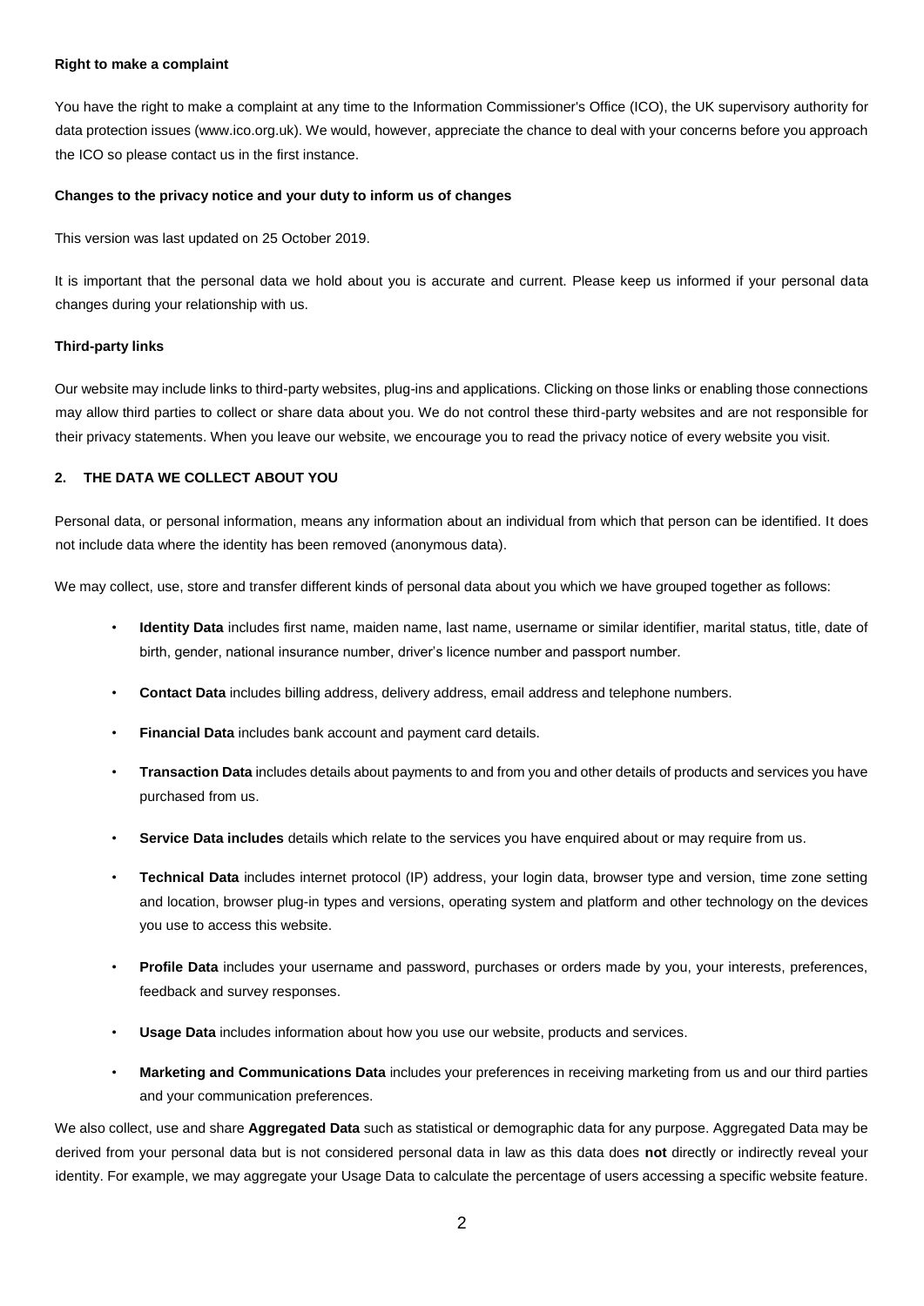**Right to make a complaint**

You have the right to make a complaint at any time to the Information Commissioner's Office (ICO), the UK supervisory authority for data protection issues (www.ico.org.uk). We would, however, appreciate the chance to deal with your concerns before you approach the ICO so please contact us in the first instance.

**Changes to the privacy notice and your duty to inform us of changes**

This version was last updated on 25 October 2019.

It is important that the personal data we hold about you is accurate and current. Please keep us informed if your personal data changes during your relationship with us.

**Third-party links**

Our website may include links to third-party websites, plug-ins and applications. Clicking on those links or enabling those connections may allow third parties to collect or share data about you. We do not control these third-party websites and are not responsible for their privacy statements. When you leave our website, we encourage you to read the privacy notice of every website you visit.

## 2. THE DATA WE COLLECT ABOUT YOU

Personal data, or personal information, means any information about an individual from which that person can be identified. It does not include data where the identity has been removed (anonymous data).

We may collect, use, store and transfer different kinds of personal data about you which we have grouped together as follows:

- **Identity Data** includes first name, maiden name, last name, username or similar identifier, marital status, title, date of birth, gender, national insurance number, driver's licence number and passport number.
- **Contact Data** includes billing address, delivery address, email address and telephone numbers.
- **Financial Data** includes bank account and payment card details.
- **Transaction Data** includes details about payments to and from you and other details of products and services you have purchased from us.
- **Service Data includes** details which relate to the services you have enquired about or may require from us.
- **Technical Data** includes internet protocol (IP) address, your login data, browser type and version, time zone setting and location, browser plug-in types and versions, operating system and platform and other technology on the devices you use to access this website.
- **Profile Data** includes your username and password, purchases or orders made by you, your interests, preferences, feedback and survey responses.
- **Usage Data** includes information about how you use our website, products and services.
- **Marketing and Communications Data** includes your preferences in receiving marketing from us and our third parties and your communication preferences.

We also collect, use and share **Aggregated Data** such as statistical or demographic data for any purpose. Aggregated Data may be derived from your personal data but is not considered personal data in law as this data does **not** directly or indirectly reveal your identity. For example, we may aggregate your Usage Data to calculate the percentage of users accessing a specific website feature.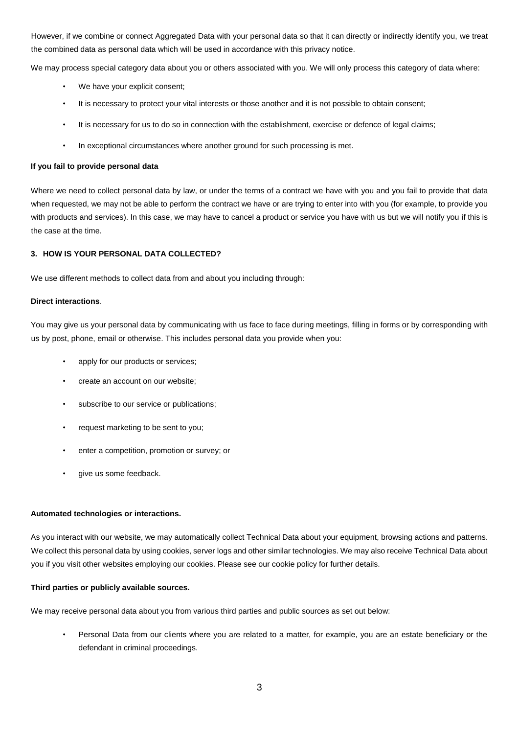However, if we combine or connect Aggregated Data with your personal data so that it can directly or indirectly identify you, we treat the combined data as personal data which will be used in accordance with this privacy notice.

We may process special category data about you or others associated with you. We will only process this category of data where:

- We have your explicit consent;
- It is necessary to protect your vital interests or those another and it is not possible to obtain consent;
- It is necessary for us to do so in connection with the establishment, exercise or defence of legal claims;
- In exceptional circumstances where another ground for such processing is met.

**If you fail to provide personal data**

Where we need to collect personal data by law, or under the terms of a contract we have with you and you fail to provide that data when requested, we may not be able to perform the contract we have or are trying to enter into with you (for example, to provide you with products and services). In this case, we may have to cancel a product or service you have with us but we will notify you if this is the case at the time.

## 3. HOW IS YOUR PERSONAL DATA COLLECTED?

We use different methods to collect data from and about you including through:

**Direct interactions**.

You may give us your personal data by communicating with us face to face during meetings, filling in forms or by corresponding with us by post, phone, email or otherwise. This includes personal data you provide when you:

- apply for our products or services;
- create an account on our website;
- subscribe to our service or publications;
- request marketing to be sent to you;
- enter a competition, promotion or survey; or
- give us some feedback.

**Automated technologies or interactions.**

As you interact with our website, we may automatically collect Technical Data about your equipment, browsing actions and patterns. We collect this personal data by using cookies, server logs and other similar technologies. We may also receive Technical Data about you if you visit other websites employing our cookies. Please see our cookie policy for further details.

**Third parties or publicly available sources.**

We may receive personal data about you from various third parties and public sources as set out below:

- Personal Data from our clients where you are related to a matter, for example, you are an estate beneficiary or the defendant in criminal proceedings.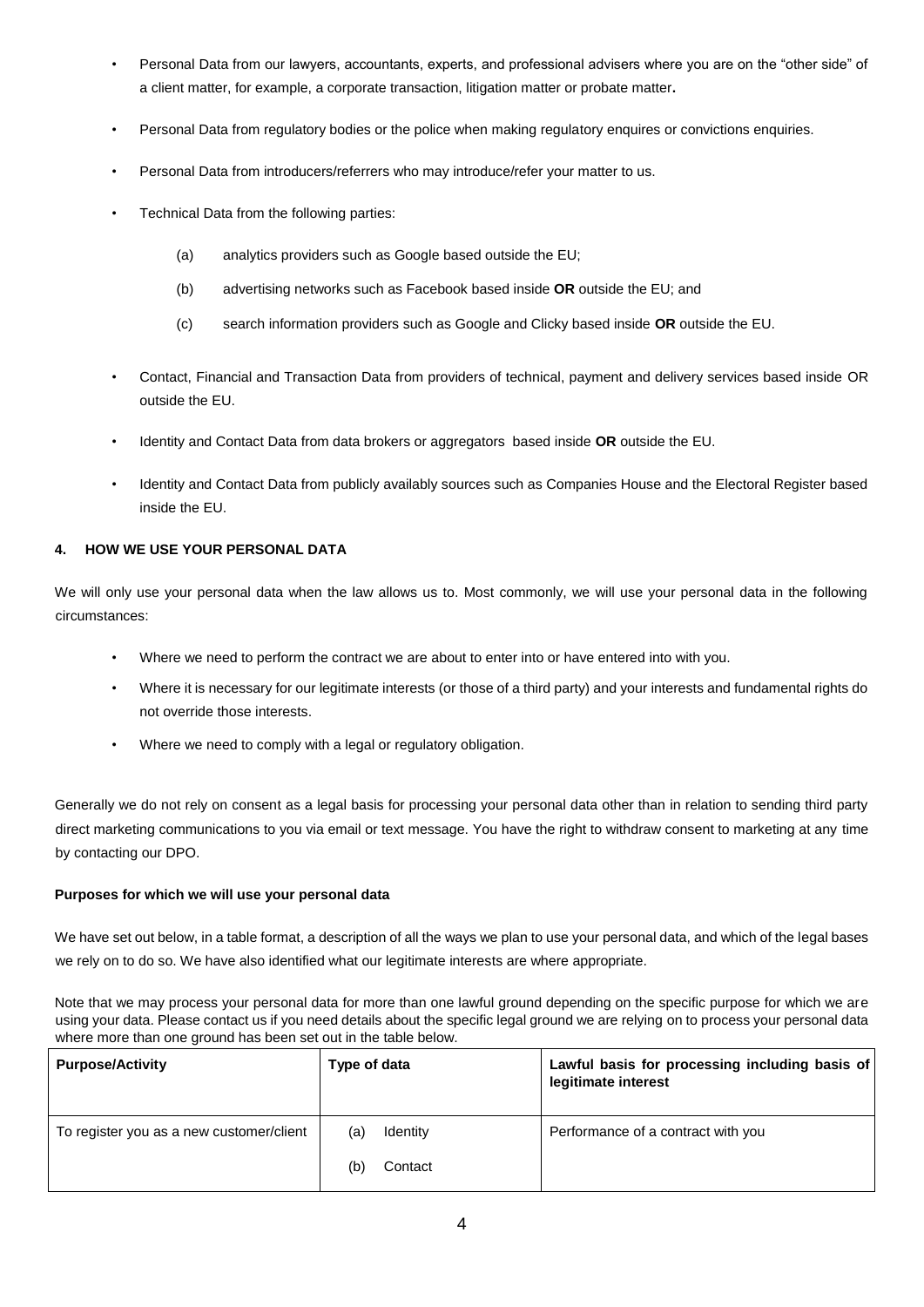- Personal Data from our lawyers, accountants, experts, and professional advisers where you are on the "other side" of a client matter, for example, a corporate transaction, litigation matter or probate matter**.**
- Personal Data from regulatory bodies or the police when making regulatory enquires or convictions enquiries.
- Personal Data from introducers/referrers who may introduce/refer your matter to us.
- Technical Data from the following parties:
  - (a) analytics providers such as Google based outside the EU;
  - (b) advertising networks such as Facebook based inside **OR** outside the EU; and
  - (c) search information providers such as Google and Clicky based inside **OR** outside the EU.
- Contact, Financial and Transaction Data from providers of technical, payment and delivery services based inside OR outside the EU.
- Identity and Contact Data from data brokers or aggregators based inside **OR** outside the EU.
- Identity and Contact Data from publicly availably sources such as Companies House and the Electoral Register based inside the EU.

## 4. HOW WE USE YOUR PERSONAL DATA

We will only use your personal data when the law allows us to. Most commonly, we will use your personal data in the following circumstances:

- Where we need to perform the contract we are about to enter into or have entered into with you.
- Where it is necessary for our legitimate interests (or those of a third party) and your interests and fundamental rights do not override those interests.
- Where we need to comply with a legal or regulatory obligation.

Generally we do not rely on consent as a legal basis for processing your personal data other than in relation to sending third party direct marketing communications to you via email or text message. You have the right to withdraw consent to marketing at any time by contacting our DPO.

### Purposes for which we will use your personal data

We have set out below, in a table format, a description of all the ways we plan to use your personal data, and which of the legal bases we rely on to do so. We have also identified what our legitimate interests are where appropriate.

Note that we may process your personal data for more than one lawful ground depending on the specific purpose for which we are using your data. Please contact us if you need details about the specific legal ground we are relying on to process your personal data where more than one ground has been set out in the table below.

| Purpose/Activity | Type of data | Lawful basis for processing including basis of legitimate interest |
|---|---|---|
| To register you as a new customer/client | (a) Identity<br>(b) Contact | Performance of a contract with you |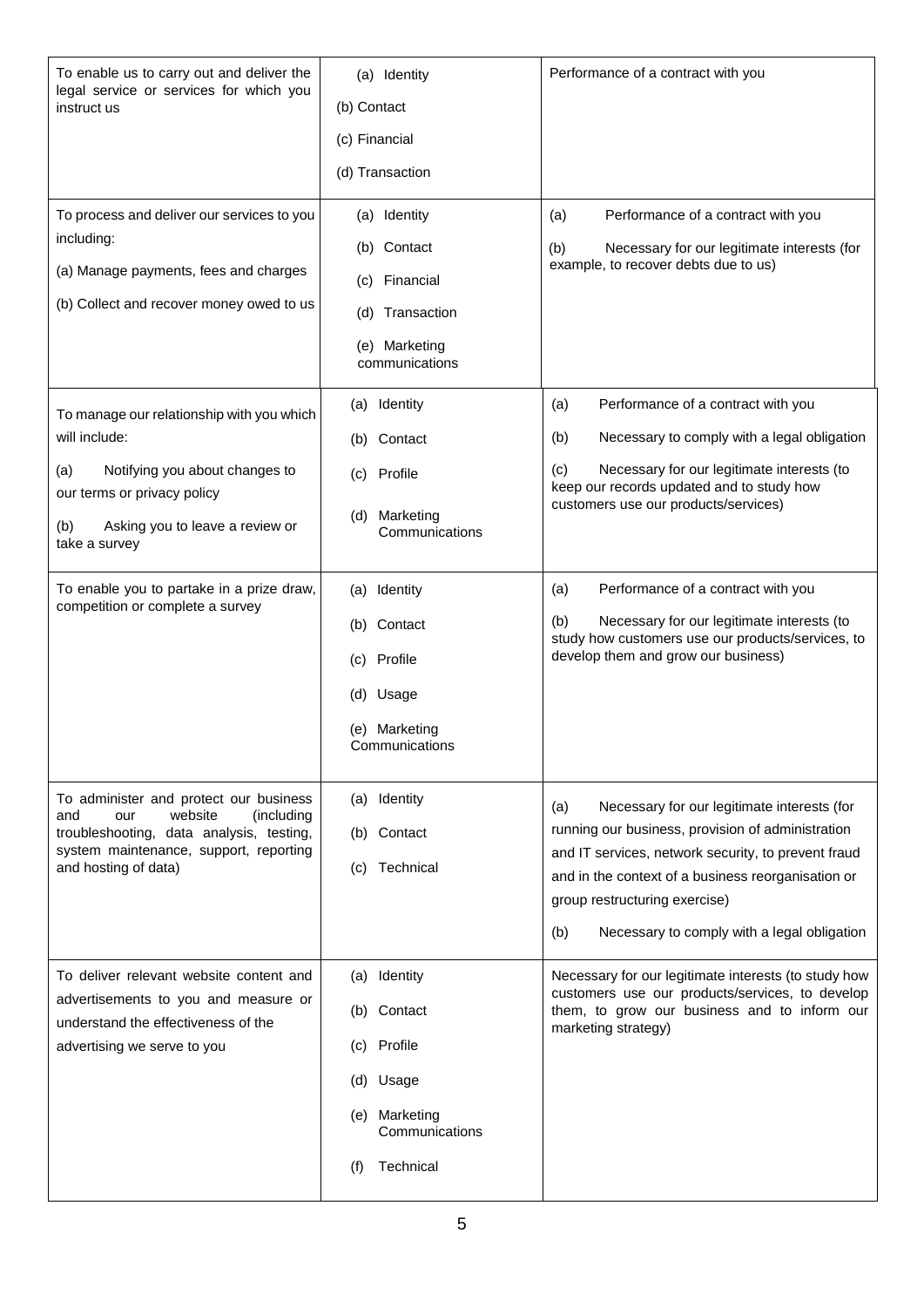| | | |
|---|---|---|
| To enable us to carry out and deliver the legal service or services for which you instruct us | (a) Identity<br>(b) Contact<br>(c) Financial<br>(d) Transaction | Performance of a contract with you |
| To process and deliver our services to you including:<br>(a) Manage payments, fees and charges<br>(b) Collect and recover money owed to us | (a) Identity<br>(b) Contact<br>(c) Financial<br>(d) Transaction<br>(e) Marketing communications | (a) Performance of a contract with you<br>(b) Necessary for our legitimate interests (for example, to recover debts due to us) |
| To manage our relationship with you which will include:<br>(a) Notifying you about changes to our terms or privacy policy<br>(b) Asking you to leave a review or take a survey | (a) Identity<br>(b) Contact<br>(c) Profile<br>(d) Marketing Communications | (a) Performance of a contract with you<br>(b) Necessary to comply with a legal obligation<br>(c) Necessary for our legitimate interests (to keep our records updated and to study how customers use our products/services) |
| To enable you to partake in a prize draw, competition or complete a survey | (a) Identity<br>(b) Contact<br>(c) Profile<br>(d) Usage<br>(e) Marketing Communications | (a) Performance of a contract with you<br>(b) Necessary for our legitimate interests (to study how customers use our products/services, to develop them and grow our business) |
| To administer and protect our business and our website (including troubleshooting, data analysis, testing, system maintenance, support, reporting and hosting of data) | (a) Identity<br>(b) Contact<br>(c) Technical | (a) Necessary for our legitimate interests (for running our business, provision of administration and IT services, network security, to prevent fraud and in the context of a business reorganisation or group restructuring exercise)<br>(b) Necessary to comply with a legal obligation |
| To deliver relevant website content and advertisements to you and measure or understand the effectiveness of the advertising we serve to you | (a) Identity<br>(b) Contact<br>(c) Profile<br>(d) Usage<br>(e) Marketing Communications<br>(f) Technical | Necessary for our legitimate interests (to study how customers use our products/services, to develop them, to grow our business and to inform our marketing strategy) |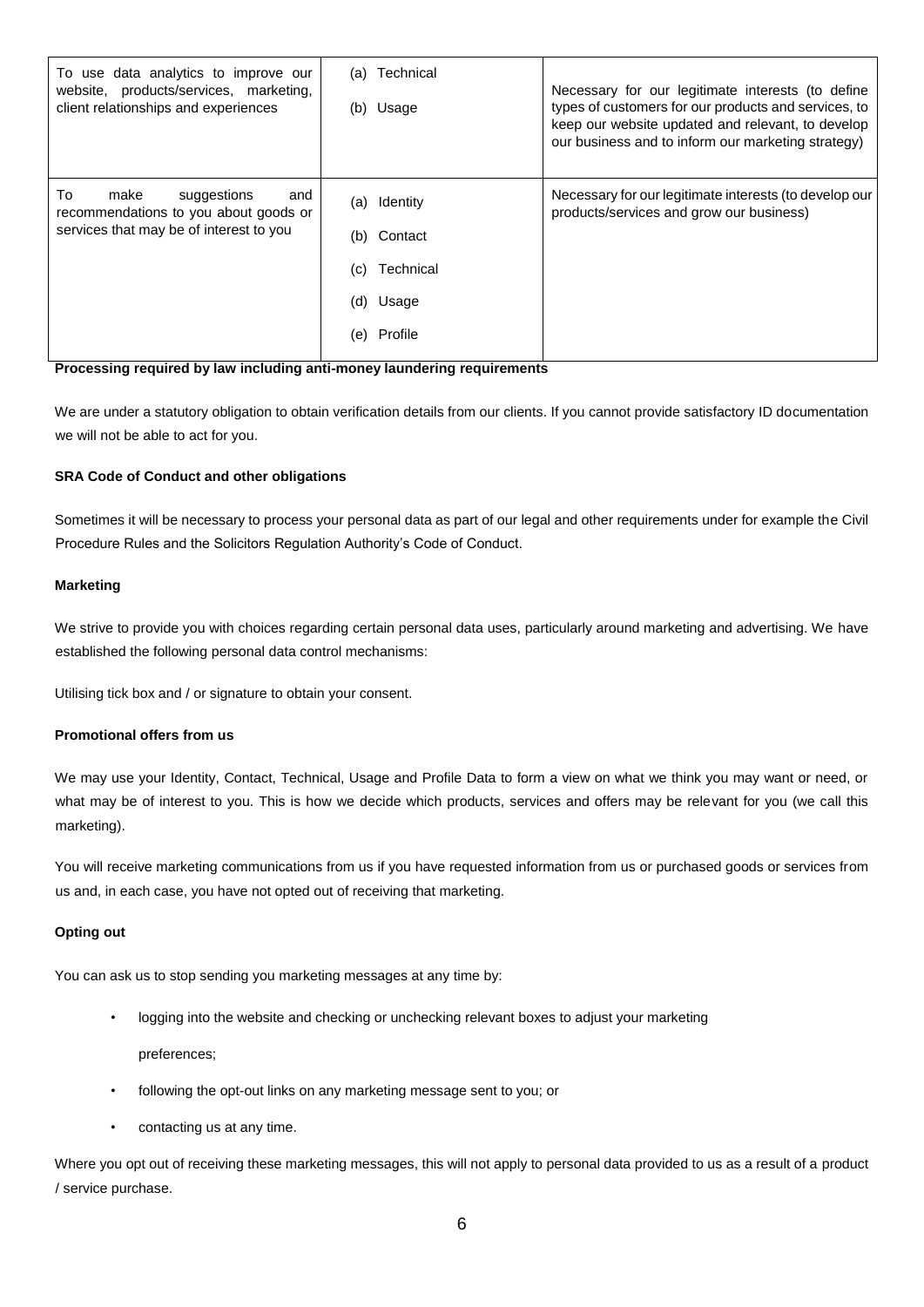| | | |
|---|---|---|
| To use data analytics to improve our website, products/services, marketing, client relationships and experiences | (a) Technical<br>(b) Usage | Necessary for our legitimate interests (to define types of customers for our products and services, to keep our website updated and relevant, to develop our business and to inform our marketing strategy) |
| To make suggestions and recommendations to you about goods or services that may be of interest to you | (a) Identity<br>(b) Contact<br>(c) Technical<br>(d) Usage<br>(e) Profile | Necessary for our legitimate interests (to develop our products/services and grow our business) |

**Processing required by law including anti-money laundering requirements**

We are under a statutory obligation to obtain verification details from our clients. If you cannot provide satisfactory ID documentation we will not be able to act for you.

**SRA Code of Conduct and other obligations**

Sometimes it will be necessary to process your personal data as part of our legal and other requirements under for example the Civil Procedure Rules and the Solicitors Regulation Authority's Code of Conduct.

**Marketing**

We strive to provide you with choices regarding certain personal data uses, particularly around marketing and advertising. We have established the following personal data control mechanisms:

Utilising tick box and / or signature to obtain your consent.

**Promotional offers from us**

We may use your Identity, Contact, Technical, Usage and Profile Data to form a view on what we think you may want or need, or what may be of interest to you. This is how we decide which products, services and offers may be relevant for you (we call this marketing).

You will receive marketing communications from us if you have requested information from us or purchased goods or services from us and, in each case, you have not opted out of receiving that marketing.

**Opting out**

You can ask us to stop sending you marketing messages at any time by:

- logging into the website and checking or unchecking relevant boxes to adjust your marketing preferences;
- following the opt-out links on any marketing message sent to you; or
- contacting us at any time.

Where you opt out of receiving these marketing messages, this will not apply to personal data provided to us as a result of a product / service purchase.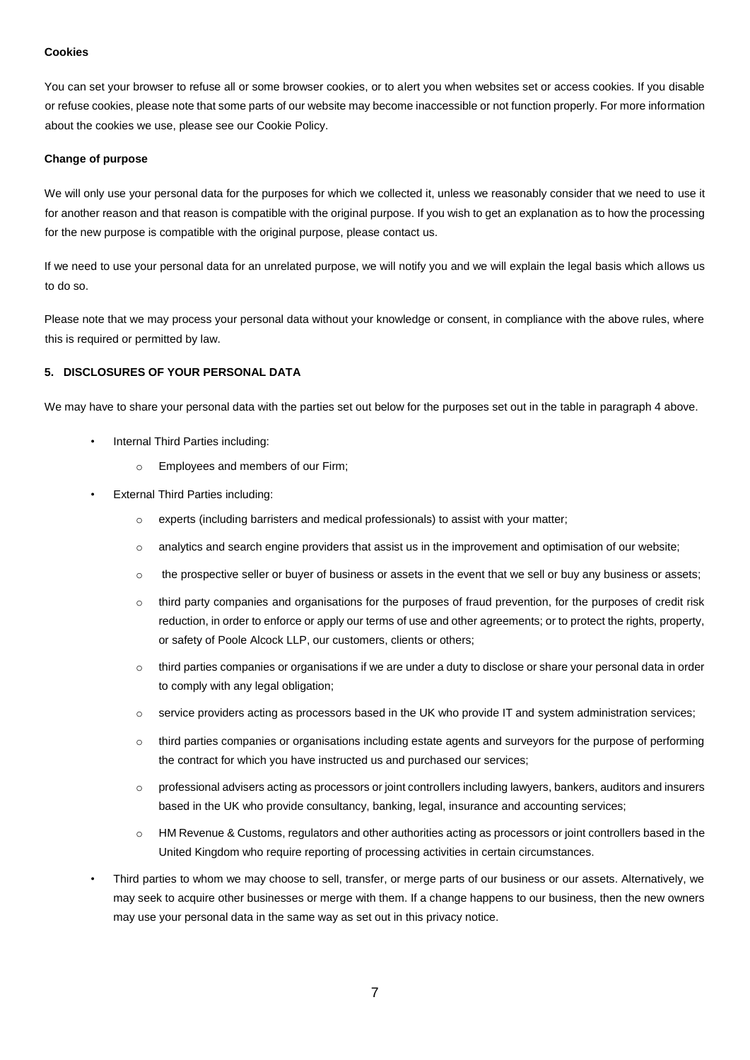**Cookies**

You can set your browser to refuse all or some browser cookies, or to alert you when websites set or access cookies. If you disable or refuse cookies, please note that some parts of our website may become inaccessible or not function properly. For more information about the cookies we use, please see our Cookie Policy.

**Change of purpose**

We will only use your personal data for the purposes for which we collected it, unless we reasonably consider that we need to use it for another reason and that reason is compatible with the original purpose. If you wish to get an explanation as to how the processing for the new purpose is compatible with the original purpose, please contact us.

If we need to use your personal data for an unrelated purpose, we will notify you and we will explain the legal basis which allows us to do so.

Please note that we may process your personal data without your knowledge or consent, in compliance with the above rules, where this is required or permitted by law.

## 5. DISCLOSURES OF YOUR PERSONAL DATA

We may have to share your personal data with the parties set out below for the purposes set out in the table in paragraph 4 above.

- Internal Third Parties including:
  - Employees and members of our Firm;
- External Third Parties including:
  - experts (including barristers and medical professionals) to assist with your matter;
  - analytics and search engine providers that assist us in the improvement and optimisation of our website;
  - the prospective seller or buyer of business or assets in the event that we sell or buy any business or assets;
  - third party companies and organisations for the purposes of fraud prevention, for the purposes of credit risk reduction, in order to enforce or apply our terms of use and other agreements; or to protect the rights, property, or safety of Poole Alcock LLP, our customers, clients or others;
  - third parties companies or organisations if we are under a duty to disclose or share your personal data in order to comply with any legal obligation;
  - service providers acting as processors based in the UK who provide IT and system administration services;
  - third parties companies or organisations including estate agents and surveyors for the purpose of performing the contract for which you have instructed us and purchased our services;
  - professional advisers acting as processors or joint controllers including lawyers, bankers, auditors and insurers based in the UK who provide consultancy, banking, legal, insurance and accounting services;
  - HM Revenue & Customs, regulators and other authorities acting as processors or joint controllers based in the United Kingdom who require reporting of processing activities in certain circumstances.
- Third parties to whom we may choose to sell, transfer, or merge parts of our business or our assets. Alternatively, we may seek to acquire other businesses or merge with them. If a change happens to our business, then the new owners may use your personal data in the same way as set out in this privacy notice.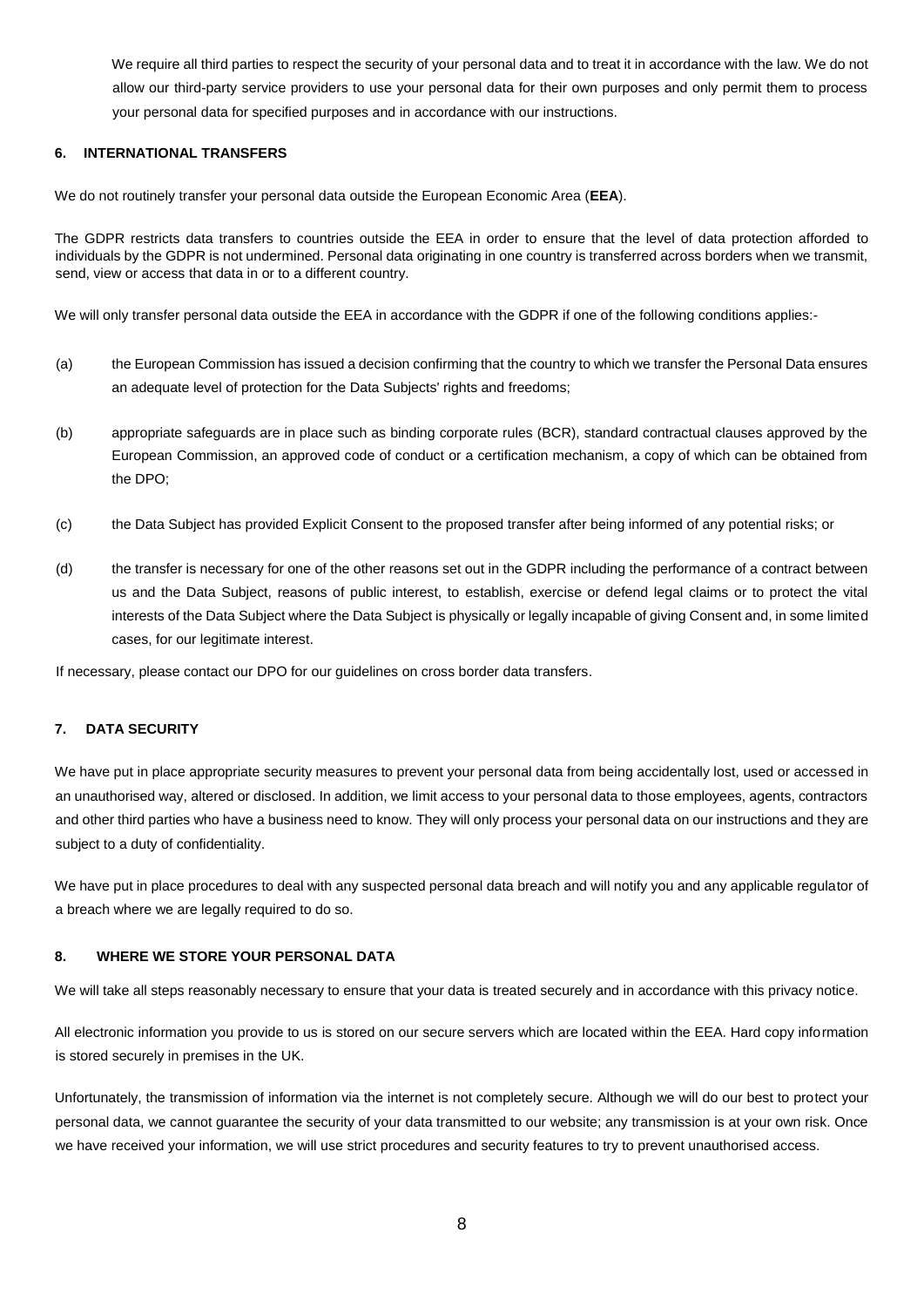We require all third parties to respect the security of your personal data and to treat it in accordance with the law. We do not allow our third-party service providers to use your personal data for their own purposes and only permit them to process your personal data for specified purposes and in accordance with our instructions.

## 6. INTERNATIONAL TRANSFERS

We do not routinely transfer your personal data outside the European Economic Area (**EEA**).

The GDPR restricts data transfers to countries outside the EEA in order to ensure that the level of data protection afforded to individuals by the GDPR is not undermined. Personal data originating in one country is transferred across borders when we transmit, send, view or access that data in or to a different country.

We will only transfer personal data outside the EEA in accordance with the GDPR if one of the following conditions applies:-

(a) the European Commission has issued a decision confirming that the country to which we transfer the Personal Data ensures an adequate level of protection for the Data Subjects' rights and freedoms;

(b) appropriate safeguards are in place such as binding corporate rules (BCR), standard contractual clauses approved by the European Commission, an approved code of conduct or a certification mechanism, a copy of which can be obtained from the DPO;

(c) the Data Subject has provided Explicit Consent to the proposed transfer after being informed of any potential risks; or

(d) the transfer is necessary for one of the other reasons set out in the GDPR including the performance of a contract between us and the Data Subject, reasons of public interest, to establish, exercise or defend legal claims or to protect the vital interests of the Data Subject where the Data Subject is physically or legally incapable of giving Consent and, in some limited cases, for our legitimate interest.

If necessary, please contact our DPO for our guidelines on cross border data transfers.

## 7. DATA SECURITY

We have put in place appropriate security measures to prevent your personal data from being accidentally lost, used or accessed in an unauthorised way, altered or disclosed. In addition, we limit access to your personal data to those employees, agents, contractors and other third parties who have a business need to know. They will only process your personal data on our instructions and they are subject to a duty of confidentiality.

We have put in place procedures to deal with any suspected personal data breach and will notify you and any applicable regulator of a breach where we are legally required to do so.

## 8. WHERE WE STORE YOUR PERSONAL DATA

We will take all steps reasonably necessary to ensure that your data is treated securely and in accordance with this privacy notice.

All electronic information you provide to us is stored on our secure servers which are located within the EEA. Hard copy information is stored securely in premises in the UK.

Unfortunately, the transmission of information via the internet is not completely secure. Although we will do our best to protect your personal data, we cannot guarantee the security of your data transmitted to our website; any transmission is at your own risk. Once we have received your information, we will use strict procedures and security features to try to prevent unauthorised access.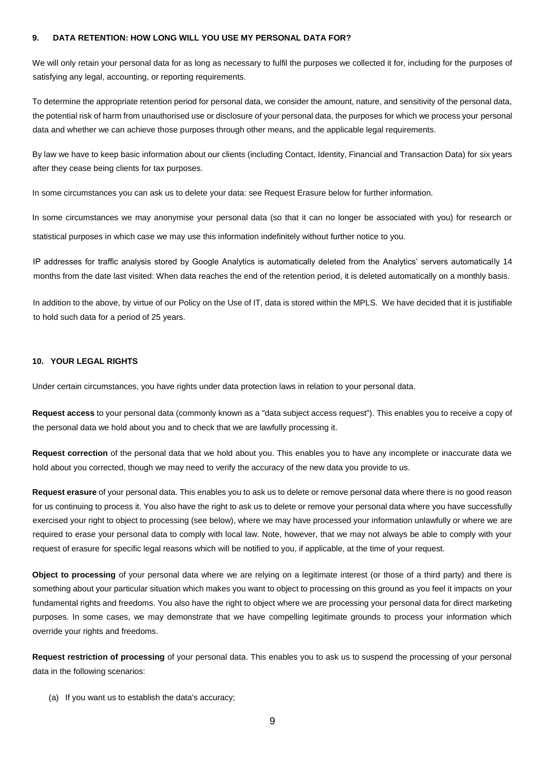## 9. DATA RETENTION: HOW LONG WILL YOU USE MY PERSONAL DATA FOR?

We will only retain your personal data for as long as necessary to fulfil the purposes we collected it for, including for the purposes of satisfying any legal, accounting, or reporting requirements.

To determine the appropriate retention period for personal data, we consider the amount, nature, and sensitivity of the personal data, the potential risk of harm from unauthorised use or disclosure of your personal data, the purposes for which we process your personal data and whether we can achieve those purposes through other means, and the applicable legal requirements.

By law we have to keep basic information about our clients (including Contact, Identity, Financial and Transaction Data) for six years after they cease being clients for tax purposes.

In some circumstances you can ask us to delete your data: see Request Erasure below for further information.

In some circumstances we may anonymise your personal data (so that it can no longer be associated with you) for research or statistical purposes in which case we may use this information indefinitely without further notice to you.

IP addresses for traffic analysis stored by Google Analytics is automatically deleted from the Analytics' servers automatically 14 months from the date last visited: When data reaches the end of the retention period, it is deleted automatically on a monthly basis.

In addition to the above, by virtue of our Policy on the Use of IT, data is stored within the MPLS. We have decided that it is justifiable to hold such data for a period of 25 years.

## 10. YOUR LEGAL RIGHTS

Under certain circumstances, you have rights under data protection laws in relation to your personal data.

**Request access** to your personal data (commonly known as a "data subject access request"). This enables you to receive a copy of the personal data we hold about you and to check that we are lawfully processing it.

**Request correction** of the personal data that we hold about you. This enables you to have any incomplete or inaccurate data we hold about you corrected, though we may need to verify the accuracy of the new data you provide to us.

**Request erasure** of your personal data. This enables you to ask us to delete or remove personal data where there is no good reason for us continuing to process it. You also have the right to ask us to delete or remove your personal data where you have successfully exercised your right to object to processing (see below), where we may have processed your information unlawfully or where we are required to erase your personal data to comply with local law. Note, however, that we may not always be able to comply with your request of erasure for specific legal reasons which will be notified to you, if applicable, at the time of your request.

**Object to processing** of your personal data where we are relying on a legitimate interest (or those of a third party) and there is something about your particular situation which makes you want to object to processing on this ground as you feel it impacts on your fundamental rights and freedoms. You also have the right to object where we are processing your personal data for direct marketing purposes. In some cases, we may demonstrate that we have compelling legitimate grounds to process your information which override your rights and freedoms.

**Request restriction of processing** of your personal data. This enables you to ask us to suspend the processing of your personal data in the following scenarios:

(a) If you want us to establish the data's accuracy;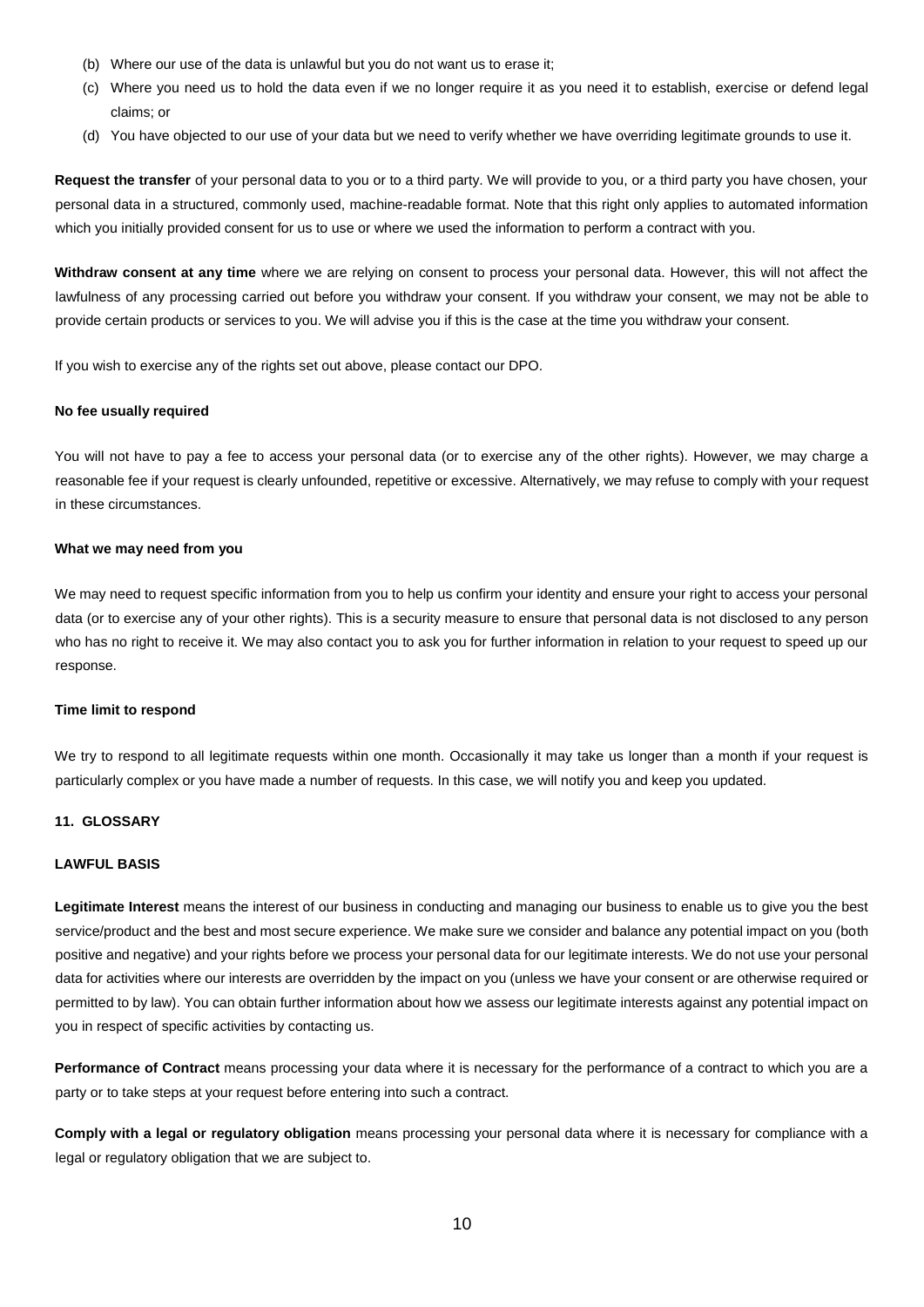(b) Where our use of the data is unlawful but you do not want us to erase it;

(c) Where you need us to hold the data even if we no longer require it as you need it to establish, exercise or defend legal claims; or

(d) You have objected to our use of your data but we need to verify whether we have overriding legitimate grounds to use it.

**Request the transfer** of your personal data to you or to a third party. We will provide to you, or a third party you have chosen, your personal data in a structured, commonly used, machine-readable format. Note that this right only applies to automated information which you initially provided consent for us to use or where we used the information to perform a contract with you.

**Withdraw consent at any time** where we are relying on consent to process your personal data. However, this will not affect the lawfulness of any processing carried out before you withdraw your consent. If you withdraw your consent, we may not be able to provide certain products or services to you. We will advise you if this is the case at the time you withdraw your consent.

If you wish to exercise any of the rights set out above, please contact our DPO.

**No fee usually required**

You will not have to pay a fee to access your personal data (or to exercise any of the other rights). However, we may charge a reasonable fee if your request is clearly unfounded, repetitive or excessive. Alternatively, we may refuse to comply with your request in these circumstances.

**What we may need from you**

We may need to request specific information from you to help us confirm your identity and ensure your right to access your personal data (or to exercise any of your other rights). This is a security measure to ensure that personal data is not disclosed to any person who has no right to receive it. We may also contact you to ask you for further information in relation to your request to speed up our response.

**Time limit to respond**

We try to respond to all legitimate requests within one month. Occasionally it may take us longer than a month if your request is particularly complex or you have made a number of requests. In this case, we will notify you and keep you updated.

## 11. GLOSSARY

### LAWFUL BASIS

**Legitimate Interest** means the interest of our business in conducting and managing our business to enable us to give you the best service/product and the best and most secure experience. We make sure we consider and balance any potential impact on you (both positive and negative) and your rights before we process your personal data for our legitimate interests. We do not use your personal data for activities where our interests are overridden by the impact on you (unless we have your consent or are otherwise required or permitted to by law). You can obtain further information about how we assess our legitimate interests against any potential impact on you in respect of specific activities by contacting us.

**Performance of Contract** means processing your data where it is necessary for the performance of a contract to which you are a party or to take steps at your request before entering into such a contract.

**Comply with a legal or regulatory obligation** means processing your personal data where it is necessary for compliance with a legal or regulatory obligation that we are subject to.